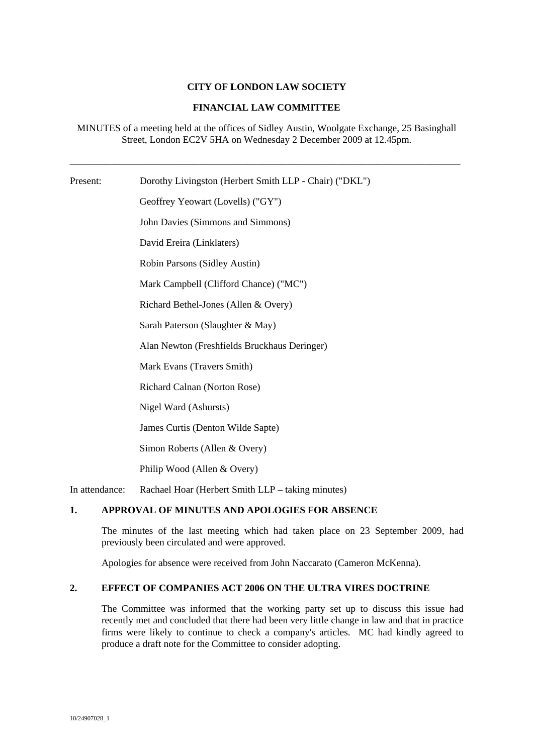**CITY OF LONDON LAW SOCIETY**

**FINANCIAL LAW COMMITTEE**

MINUTES of a meeting held at the offices of Sidley Austin, Woolgate Exchange, 25 Basinghall Street, London EC2V 5HA on Wednesday 2 December 2009 at 12.45pm.

---

| | |
|---|---|
| Present: | Dorothy Livingston (Herbert Smith LLP - Chair) ("DKL") |
| | Geoffrey Yeowart (Lovells) ("GY") |
| | John Davies (Simmons and Simmons) |
| | David Ereira (Linklaters) |
| | Robin Parsons (Sidley Austin) |
| | Mark Campbell (Clifford Chance) ("MC") |
| | Richard Bethel-Jones (Allen & Overy) |
| | Sarah Paterson (Slaughter & May) |
| | Alan Newton (Freshfields Bruckhaus Deringer) |
| | Mark Evans (Travers Smith) |
| | Richard Calnan (Norton Rose) |
| | Nigel Ward (Ashursts) |
| | James Curtis (Denton Wilde Sapte) |
| | Simon Roberts (Allen & Overy) |
| | Philip Wood (Allen & Overy) |
| In attendance: | Rachael Hoar (Herbert Smith LLP – taking minutes) |

## 1. APPROVAL OF MINUTES AND APOLOGIES FOR ABSENCE

The minutes of the last meeting which had taken place on 23 September 2009, had previously been circulated and were approved.

Apologies for absence were received from John Naccarato (Cameron McKenna).

## 2. EFFECT OF COMPANIES ACT 2006 ON THE ULTRA VIRES DOCTRINE

The Committee was informed that the working party set up to discuss this issue had recently met and concluded that there had been very little change in law and that in practice firms were likely to continue to check a company's articles. MC had kindly agreed to produce a draft note for the Committee to consider adopting.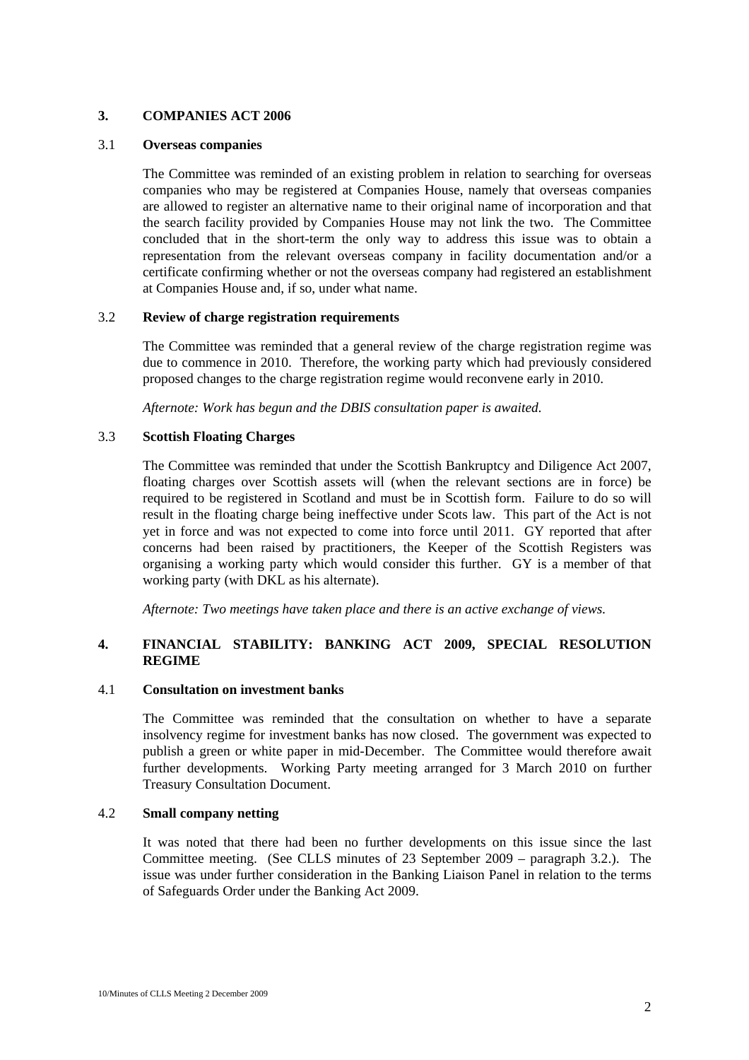## 3. COMPANIES ACT 2006

### 3.1 Overseas companies

The Committee was reminded of an existing problem in relation to searching for overseas companies who may be registered at Companies House, namely that overseas companies are allowed to register an alternative name to their original name of incorporation and that the search facility provided by Companies House may not link the two. The Committee concluded that in the short-term the only way to address this issue was to obtain a representation from the relevant overseas company in facility documentation and/or a certificate confirming whether or not the overseas company had registered an establishment at Companies House and, if so, under what name.

### 3.2 Review of charge registration requirements

The Committee was reminded that a general review of the charge registration regime was due to commence in 2010. Therefore, the working party which had previously considered proposed changes to the charge registration regime would reconvene early in 2010.

*Afternote: Work has begun and the DBIS consultation paper is awaited.*

### 3.3 Scottish Floating Charges

The Committee was reminded that under the Scottish Bankruptcy and Diligence Act 2007, floating charges over Scottish assets will (when the relevant sections are in force) be required to be registered in Scotland and must be in Scottish form. Failure to do so will result in the floating charge being ineffective under Scots law. This part of the Act is not yet in force and was not expected to come into force until 2011. GY reported that after concerns had been raised by practitioners, the Keeper of the Scottish Registers was organising a working party which would consider this further. GY is a member of that working party (with DKL as his alternate).

*Afternote: Two meetings have taken place and there is an active exchange of views.*

## 4. FINANCIAL STABILITY: BANKING ACT 2009, SPECIAL RESOLUTION REGIME

### 4.1 Consultation on investment banks

The Committee was reminded that the consultation on whether to have a separate insolvency regime for investment banks has now closed. The government was expected to publish a green or white paper in mid-December. The Committee would therefore await further developments. Working Party meeting arranged for 3 March 2010 on further Treasury Consultation Document.

### 4.2 Small company netting

It was noted that there had been no further developments on this issue since the last Committee meeting. (See CLLS minutes of 23 September 2009 – paragraph 3.2.). The issue was under further consideration in the Banking Liaison Panel in relation to the terms of Safeguards Order under the Banking Act 2009.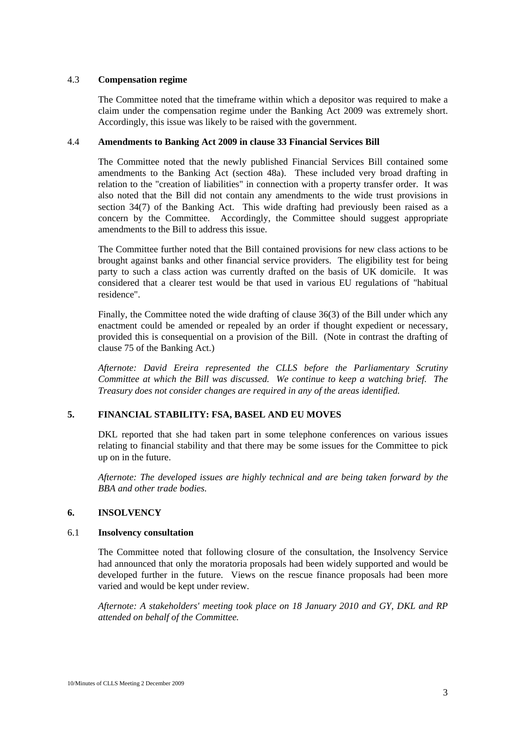### 4.3 **Compensation regime**

The Committee noted that the timeframe within which a depositor was required to make a claim under the compensation regime under the Banking Act 2009 was extremely short. Accordingly, this issue was likely to be raised with the government.

### 4.4 **Amendments to Banking Act 2009 in clause 33 Financial Services Bill**

The Committee noted that the newly published Financial Services Bill contained some amendments to the Banking Act (section 48a). These included very broad drafting in relation to the "creation of liabilities" in connection with a property transfer order. It was also noted that the Bill did not contain any amendments to the wide trust provisions in section 34(7) of the Banking Act. This wide drafting had previously been raised as a concern by the Committee. Accordingly, the Committee should suggest appropriate amendments to the Bill to address this issue.

The Committee further noted that the Bill contained provisions for new class actions to be brought against banks and other financial service providers. The eligibility test for being party to such a class action was currently drafted on the basis of UK domicile. It was considered that a clearer test would be that used in various EU regulations of "habitual residence".

Finally, the Committee noted the wide drafting of clause 36(3) of the Bill under which any enactment could be amended or repealed by an order if thought expedient or necessary, provided this is consequential on a provision of the Bill. (Note in contrast the drafting of clause 75 of the Banking Act.)

*Afternote: David Ereira represented the CLLS before the Parliamentary Scrutiny Committee at which the Bill was discussed. We continue to keep a watching brief. The Treasury does not consider changes are required in any of the areas identified.*

## 5. FINANCIAL STABILITY: FSA, BASEL AND EU MOVES

DKL reported that she had taken part in some telephone conferences on various issues relating to financial stability and that there may be some issues for the Committee to pick up on in the future.

*Afternote: The developed issues are highly technical and are being taken forward by the BBA and other trade bodies.*

## 6. INSOLVENCY

### 6.1 **Insolvency consultation**

The Committee noted that following closure of the consultation, the Insolvency Service had announced that only the moratoria proposals had been widely supported and would be developed further in the future. Views on the rescue finance proposals had been more varied and would be kept under review.

*Afternote: A stakeholders' meeting took place on 18 January 2010 and GY, DKL and RP attended on behalf of the Committee.*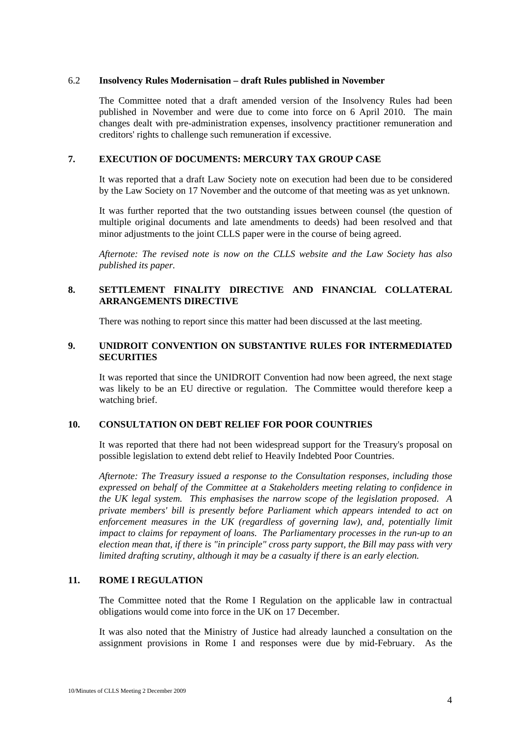### 6.2 Insolvency Rules Modernisation – draft Rules published in November

The Committee noted that a draft amended version of the Insolvency Rules had been published in November and were due to come into force on 6 April 2010. The main changes dealt with pre-administration expenses, insolvency practitioner remuneration and creditors' rights to challenge such remuneration if excessive.

## 7. EXECUTION OF DOCUMENTS: MERCURY TAX GROUP CASE

It was reported that a draft Law Society note on execution had been due to be considered by the Law Society on 17 November and the outcome of that meeting was as yet unknown.

It was further reported that the two outstanding issues between counsel (the question of multiple original documents and late amendments to deeds) had been resolved and that minor adjustments to the joint CLLS paper were in the course of being agreed.

*Afternote: The revised note is now on the CLLS website and the Law Society has also published its paper.*

## 8. SETTLEMENT FINALITY DIRECTIVE AND FINANCIAL COLLATERAL ARRANGEMENTS DIRECTIVE

There was nothing to report since this matter had been discussed at the last meeting.

## 9. UNIDROIT CONVENTION ON SUBSTANTIVE RULES FOR INTERMEDIATED SECURITIES

It was reported that since the UNIDROIT Convention had now been agreed, the next stage was likely to be an EU directive or regulation. The Committee would therefore keep a watching brief.

## 10. CONSULTATION ON DEBT RELIEF FOR POOR COUNTRIES

It was reported that there had not been widespread support for the Treasury's proposal on possible legislation to extend debt relief to Heavily Indebted Poor Countries.

*Afternote: The Treasury issued a response to the Consultation responses, including those expressed on behalf of the Committee at a Stakeholders meeting relating to confidence in the UK legal system. This emphasises the narrow scope of the legislation proposed. A private members' bill is presently before Parliament which appears intended to act on enforcement measures in the UK (regardless of governing law), and, potentially limit impact to claims for repayment of loans. The Parliamentary processes in the run-up to an election mean that, if there is "in principle" cross party support, the Bill may pass with very limited drafting scrutiny, although it may be a casualty if there is an early election.*

## 11. ROME I REGULATION

The Committee noted that the Rome I Regulation on the applicable law in contractual obligations would come into force in the UK on 17 December.

It was also noted that the Ministry of Justice had already launched a consultation on the assignment provisions in Rome I and responses were due by mid-February. As the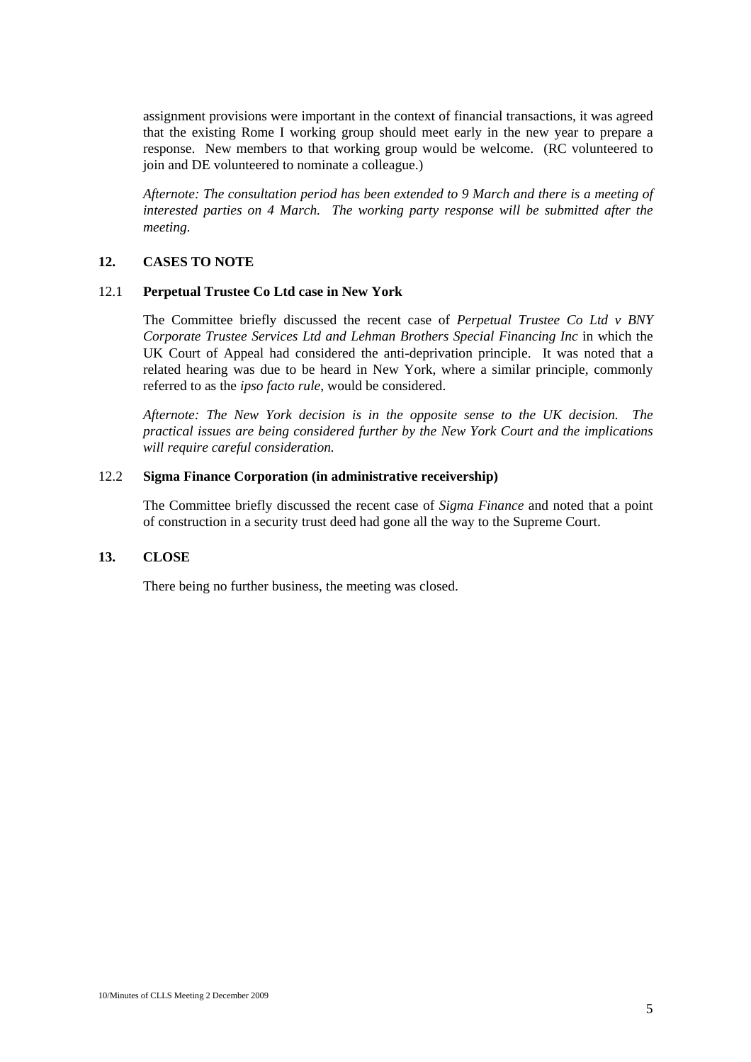assignment provisions were important in the context of financial transactions, it was agreed that the existing Rome I working group should meet early in the new year to prepare a response. New members to that working group would be welcome. (RC volunteered to join and DE volunteered to nominate a colleague.)

*Afternote: The consultation period has been extended to 9 March and there is a meeting of interested parties on 4 March. The working party response will be submitted after the meeting.*

## 12. CASES TO NOTE

### 12.1 Perpetual Trustee Co Ltd case in New York

The Committee briefly discussed the recent case of *Perpetual Trustee Co Ltd v BNY Corporate Trustee Services Ltd and Lehman Brothers Special Financing Inc* in which the UK Court of Appeal had considered the anti-deprivation principle. It was noted that a related hearing was due to be heard in New York, where a similar principle, commonly referred to as the *ipso facto rule*, would be considered.

*Afternote: The New York decision is in the opposite sense to the UK decision. The practical issues are being considered further by the New York Court and the implications will require careful consideration.*

### 12.2 Sigma Finance Corporation (in administrative receivership)

The Committee briefly discussed the recent case of *Sigma Finance* and noted that a point of construction in a security trust deed had gone all the way to the Supreme Court.

## 13. CLOSE

There being no further business, the meeting was closed.